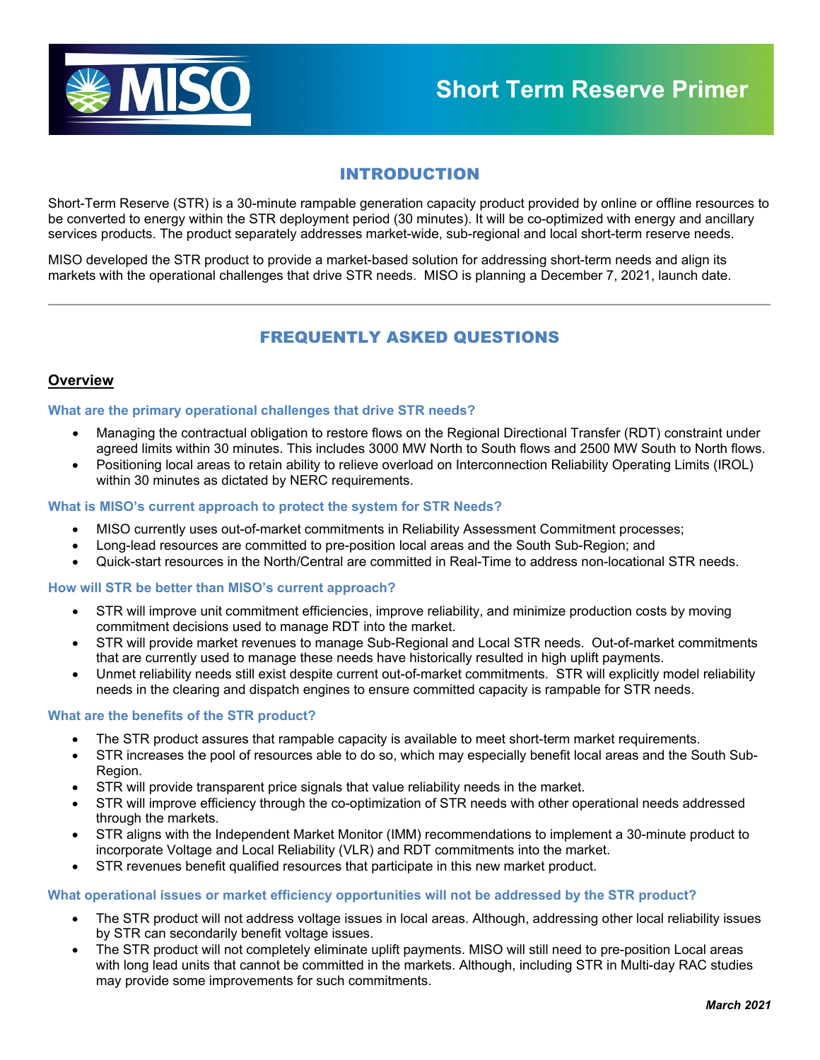# Short Term Reserve Primer

## INTRODUCTION

Short-Term Reserve (STR) is a 30-minute rampable generation capacity product provided by online or offline resources to be converted to energy within the STR deployment period (30 minutes). It will be co-optimized with energy and ancillary services products. The product separately addresses market-wide, sub-regional and local short-term reserve needs.

MISO developed the STR product to provide a market-based solution for addressing short-term needs and align its markets with the operational challenges that drive STR needs. MISO is planning a December 7, 2021, launch date.

---

## FREQUENTLY ASKED QUESTIONS

### Overview

#### What are the primary operational challenges that drive STR needs?

- Managing the contractual obligation to restore flows on the Regional Directional Transfer (RDT) constraint under agreed limits within 30 minutes. This includes 3000 MW North to South flows and 2500 MW South to North flows.
- Positioning local areas to retain ability to relieve overload on Interconnection Reliability Operating Limits (IROL) within 30 minutes as dictated by NERC requirements.

#### What is MISO's current approach to protect the system for STR Needs?

- MISO currently uses out-of-market commitments in Reliability Assessment Commitment processes;
- Long-lead resources are committed to pre-position local areas and the South Sub-Region; and
- Quick-start resources in the North/Central are committed in Real-Time to address non-locational STR needs.

#### How will STR be better than MISO's current approach?

- STR will improve unit commitment efficiencies, improve reliability, and minimize production costs by moving commitment decisions used to manage RDT into the market.
- STR will provide market revenues to manage Sub-Regional and Local STR needs. Out-of-market commitments that are currently used to manage these needs have historically resulted in high uplift payments.
- Unmet reliability needs still exist despite current out-of-market commitments. STR will explicitly model reliability needs in the clearing and dispatch engines to ensure committed capacity is rampable for STR needs.

#### What are the benefits of the STR product?

- The STR product assures that rampable capacity is available to meet short-term market requirements.
- STR increases the pool of resources able to do so, which may especially benefit local areas and the South Sub-Region.
- STR will provide transparent price signals that value reliability needs in the market.
- STR will improve efficiency through the co-optimization of STR needs with other operational needs addressed through the markets.
- STR aligns with the Independent Market Monitor (IMM) recommendations to implement a 30-minute product to incorporate Voltage and Local Reliability (VLR) and RDT commitments into the market.
- STR revenues benefit qualified resources that participate in this new market product.

#### What operational issues or market efficiency opportunities will not be addressed by the STR product?

- The STR product will not address voltage issues in local areas. Although, addressing other local reliability issues by STR can secondarily benefit voltage issues.
- The STR product will not completely eliminate uplift payments. MISO will still need to pre-position Local areas with long lead units that cannot be committed in the markets. Although, including STR in Multi-day RAC studies may provide some improvements for such commitments.

*March 2021*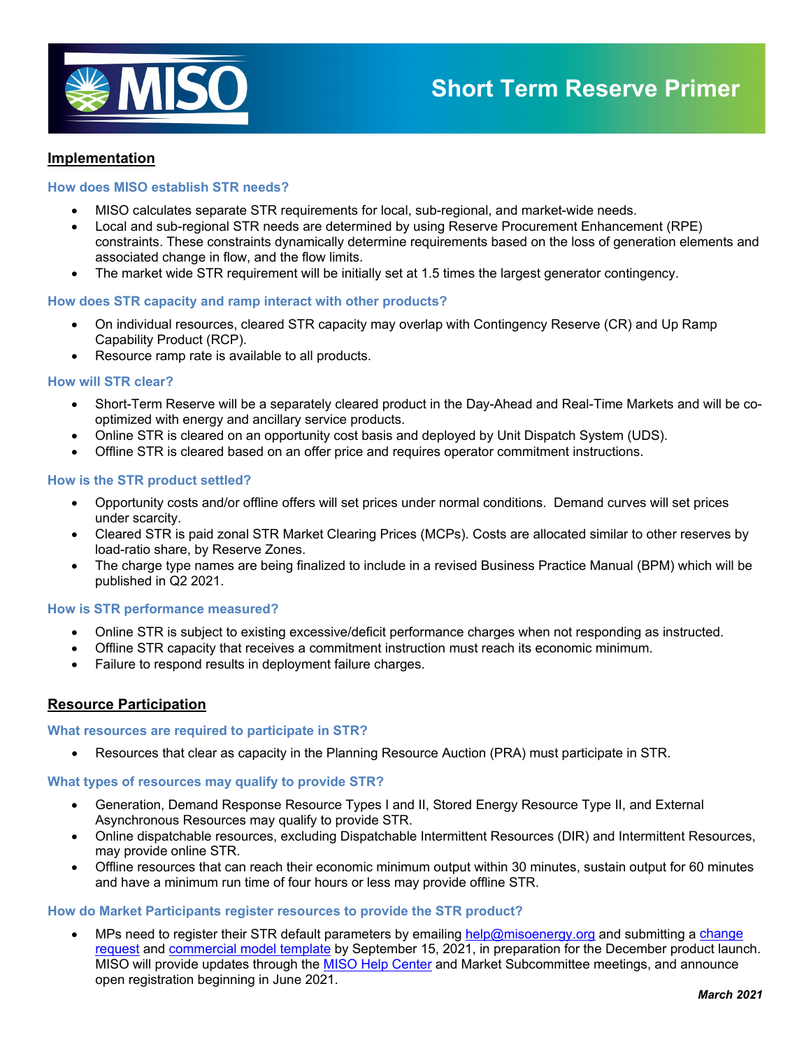# Short Term Reserve Primer

## Implementation

### How does MISO establish STR needs?

- MISO calculates separate STR requirements for local, sub-regional, and market-wide needs.
- Local and sub-regional STR needs are determined by using Reserve Procurement Enhancement (RPE) constraints. These constraints dynamically determine requirements based on the loss of generation elements and associated change in flow, and the flow limits.
- The market wide STR requirement will be initially set at 1.5 times the largest generator contingency.

### How does STR capacity and ramp interact with other products?

- On individual resources, cleared STR capacity may overlap with Contingency Reserve (CR) and Up Ramp Capability Product (RCP).
- Resource ramp rate is available to all products.

### How will STR clear?

- Short-Term Reserve will be a separately cleared product in the Day-Ahead and Real-Time Markets and will be co-optimized with energy and ancillary service products.
- Online STR is cleared on an opportunity cost basis and deployed by Unit Dispatch System (UDS).
- Offline STR is cleared based on an offer price and requires operator commitment instructions.

### How is the STR product settled?

- Opportunity costs and/or offline offers will set prices under normal conditions. Demand curves will set prices under scarcity.
- Cleared STR is paid zonal STR Market Clearing Prices (MCPs). Costs are allocated similar to other reserves by load-ratio share, by Reserve Zones.
- The charge type names are being finalized to include in a revised Business Practice Manual (BPM) which will be published in Q2 2021.

### How is STR performance measured?

- Online STR is subject to existing excessive/deficit performance charges when not responding as instructed.
- Offline STR capacity that receives a commitment instruction must reach its economic minimum.
- Failure to respond results in deployment failure charges.

## Resource Participation

### What resources are required to participate in STR?

- Resources that clear as capacity in the Planning Resource Auction (PRA) must participate in STR.

### What types of resources may qualify to provide STR?

- Generation, Demand Response Resource Types I and II, Stored Energy Resource Type II, and External Asynchronous Resources may qualify to provide STR.
- Online dispatchable resources, excluding Dispatchable Intermittent Resources (DIR) and Intermittent Resources, may provide online STR.
- Offline resources that can reach their economic minimum output within 30 minutes, sustain output for 60 minutes and have a minimum run time of four hours or less may provide offline STR.

### How do Market Participants register resources to provide the STR product?

- MPs need to register their STR default parameters by emailing help@misoenergy.org and submitting a change request and commercial model template by September 15, 2021, in preparation for the December product launch. MISO will provide updates through the MISO Help Center and Market Subcommittee meetings, and announce open registration beginning in June 2021.

*March 2021*